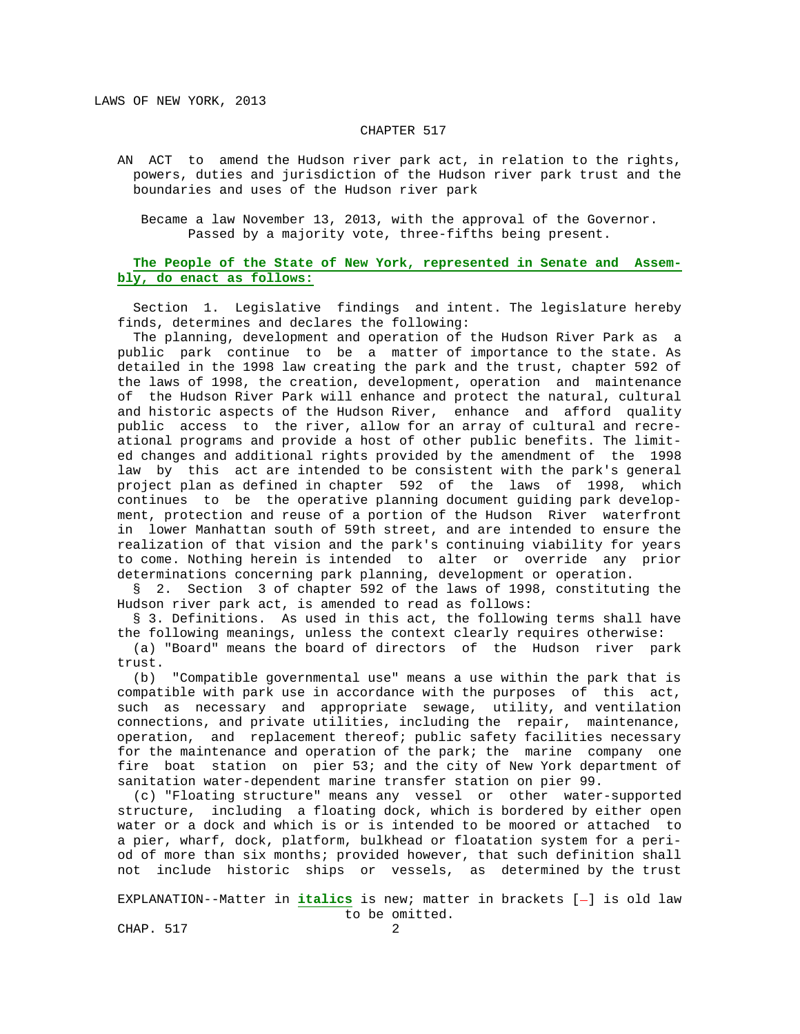LAWS OF NEW YORK, 2013

CHAPTER 517

AN ACT to amend the Hudson river park act, in relation to the rights, powers, duties and jurisdiction of the Hudson river park trust and the boundaries and uses of the Hudson river park

Became a law November 13, 2013, with the approval of the Governor. Passed by a majority vote, three-fifths being present.

***The People of the State of New York, represented in Senate and Assembly, do enact as follows:***

Section 1. Legislative findings and intent. The legislature hereby finds, determines and declares the following:

The planning, development and operation of the Hudson River Park as a public park continue to be a matter of importance to the state. As detailed in the 1998 law creating the park and the trust, chapter 592 of the laws of 1998, the creation, development, operation and maintenance of the Hudson River Park will enhance and protect the natural, cultural and historic aspects of the Hudson River, enhance and afford quality public access to the river, allow for an array of cultural and recreational programs and provide a host of other public benefits. The limited changes and additional rights provided by the amendment of the 1998 law by this act are intended to be consistent with the park's general project plan as defined in chapter 592 of the laws of 1998, which continues to be the operative planning document guiding park development, protection and reuse of a portion of the Hudson River waterfront in lower Manhattan south of 59th street, and are intended to ensure the realization of that vision and the park's continuing viability for years to come. Nothing herein is intended to alter or override any prior determinations concerning park planning, development or operation.

§ 2. Section 3 of chapter 592 of the laws of 1998, constituting the Hudson river park act, is amended to read as follows:

§ 3. Definitions. As used in this act, the following terms shall have the following meanings, unless the context clearly requires otherwise:

(a) "Board" means the board of directors of the Hudson river park trust.

(b) "Compatible governmental use" means a use within the park that is compatible with park use in accordance with the purposes of this act, such as necessary and appropriate sewage, utility, and ventilation connections, and private utilities, including the repair, maintenance, operation, and replacement thereof; public safety facilities necessary for the maintenance and operation of the park; the marine company one fire boat station on pier 53; and the city of New York department of sanitation water-dependent marine transfer station on pier 99.

(c) "Floating structure" means any vessel or other water-supported structure, including a floating dock, which is bordered by either open water or a dock and which is or is intended to be moored or attached to a pier, wharf, dock, platform, bulkhead or floatation system for a period of more than six months; provided however, that such definition shall not include historic ships or vessels, as determined by the trust

EXPLANATION--Matter in ***italics*** is new; matter in brackets [-] is old law to be omitted.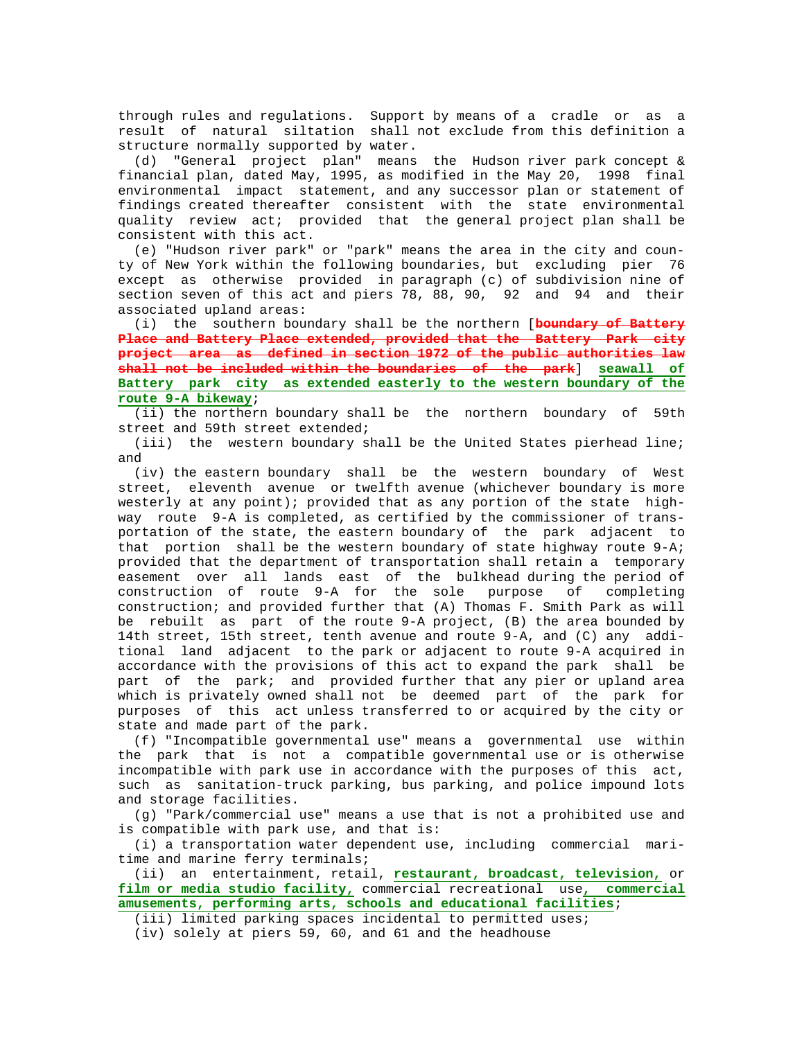through rules and regulations. Support by means of a cradle or as a result of natural siltation shall not exclude from this definition a structure normally supported by water.

(d) "General project plan" means the Hudson river park concept & financial plan, dated May, 1995, as modified in the May 20, 1998 final environmental impact statement, and any successor plan or statement of findings created thereafter consistent with the state environmental quality review act; provided that the general project plan shall be consistent with this act.

(e) "Hudson river park" or "park" means the area in the city and county of New York within the following boundaries, but excluding pier 76 except as otherwise provided in paragraph (c) of subdivision nine of section seven of this act and piers 78, 88, 90, 92 and 94 and their associated upland areas:

(i) the southern boundary shall be the northern [~~boundary of Battery Place and Battery Place extended, provided that the Battery Park city project area as defined in section 1972 of the public authorities law shall not be included within the boundaries of the park~~] **seawall of Battery park city as extended easterly to the western boundary of the route 9-A bikeway**;

(ii) the northern boundary shall be the northern boundary of 59th street and 59th street extended;

(iii) the western boundary shall be the United States pierhead line; and

(iv) the eastern boundary shall be the western boundary of West street, eleventh avenue or twelfth avenue (whichever boundary is more westerly at any point); provided that as any portion of the state highway route 9-A is completed, as certified by the commissioner of transportation of the state, the eastern boundary of the park adjacent to that portion shall be the western boundary of state highway route 9-A; provided that the department of transportation shall retain a temporary easement over all lands east of the bulkhead during the period of construction of route 9-A for the sole purpose of completing construction; and provided further that (A) Thomas F. Smith Park as will be rebuilt as part of the route 9-A project, (B) the area bounded by 14th street, 15th street, tenth avenue and route 9-A, and (C) any additional land adjacent to the park or adjacent to route 9-A acquired in accordance with the provisions of this act to expand the park shall be part of the park; and provided further that any pier or upland area which is privately owned shall not be deemed part of the park for purposes of this act unless transferred to or acquired by the city or state and made part of the park.

(f) "Incompatible governmental use" means a governmental use within the park that is not a compatible governmental use or is otherwise incompatible with park use in accordance with the purposes of this act, such as sanitation-truck parking, bus parking, and police impound lots and storage facilities.

(g) "Park/commercial use" means a use that is not a prohibited use and is compatible with park use, and that is:

(i) a transportation water dependent use, including commercial maritime and marine ferry terminals;

(ii) an entertainment, retail, **restaurant, broadcast, television,** or **film or media studio facility,** commercial recreational use**, commercial amusements, performing arts, schools and educational facilities**;

(iii) limited parking spaces incidental to permitted uses;

(iv) solely at piers 59, 60, and 61 and the headhouse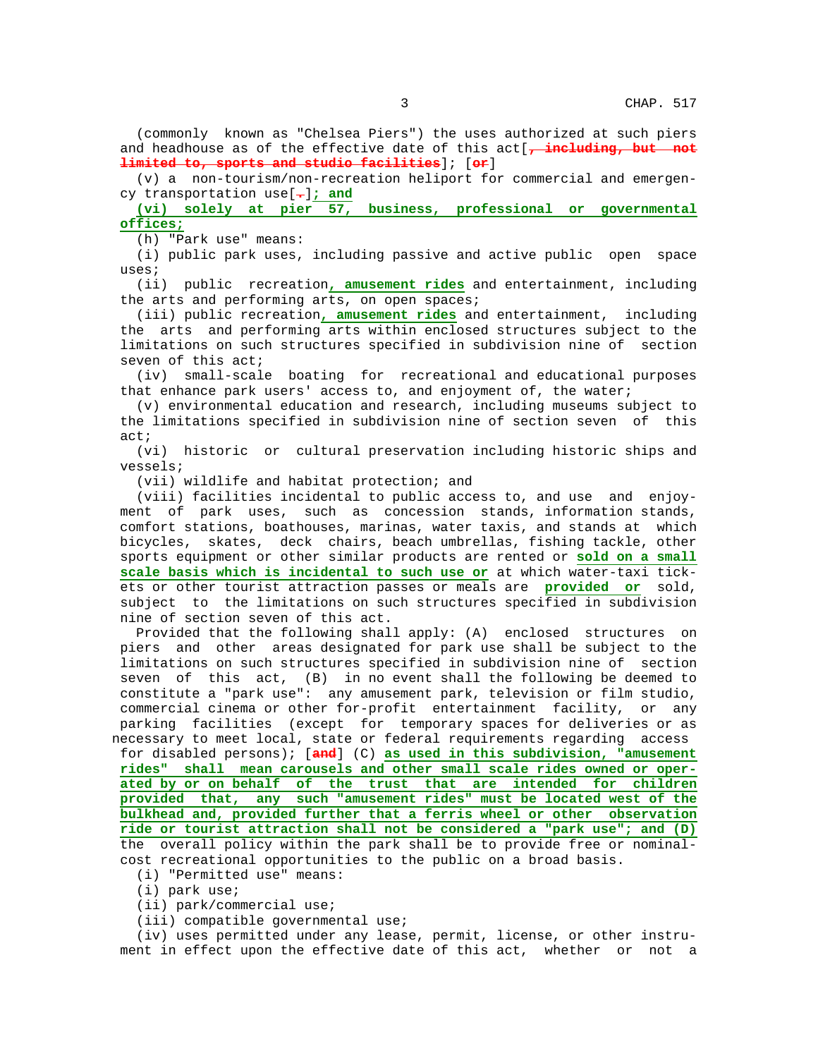(commonly known as "Chelsea Piers") the uses authorized at such piers and headhouse as of the effective date of this act[~~, including, but not limited to, sports and studio facilities~~]; [~~or~~]

(v) a non-tourism/non-recreation heliport for commercial and emergency transportation use[~~.~~]; and

(vi) solely at pier 57, business, professional or governmental offices;

(h) "Park use" means:

(i) public park uses, including passive and active public open space uses;

(ii) public recreation, amusement rides and entertainment, including the arts and performing arts, on open spaces;

(iii) public recreation, amusement rides and entertainment, including the arts and performing arts within enclosed structures subject to the limitations on such structures specified in subdivision nine of section seven of this act;

(iv) small-scale boating for recreational and educational purposes that enhance park users' access to, and enjoyment of, the water;

(v) environmental education and research, including museums subject to the limitations specified in subdivision nine of section seven of this act;

(vi) historic or cultural preservation including historic ships and vessels;

(vii) wildlife and habitat protection; and

(viii) facilities incidental to public access to, and use and enjoyment of park uses, such as concession stands, information stands, comfort stations, boathouses, marinas, water taxis, and stands at which bicycles, skates, deck chairs, beach umbrellas, fishing tackle, other sports equipment or other similar products are rented or sold on a small scale basis which is incidental to such use or at which water-taxi tickets or other tourist attraction passes or meals are provided or sold, subject to the limitations on such structures specified in subdivision nine of section seven of this act.

Provided that the following shall apply: (A) enclosed structures on piers and other areas designated for park use shall be subject to the limitations on such structures specified in subdivision nine of section seven of this act, (B) in no event shall the following be deemed to constitute a "park use": any amusement park, television or film studio, commercial cinema or other for-profit entertainment facility, or any parking facilities (except for temporary spaces for deliveries or as necessary to meet local, state or federal requirements regarding access for disabled persons); [~~and~~] (C) as used in this subdivision, "amusement rides" shall mean carousels and other small scale rides owned or operated by or on behalf of the trust that are intended for children provided that, any such "amusement rides" must be located west of the bulkhead and, provided further that a ferris wheel or other observation ride or tourist attraction shall not be considered a "park use"; and (D) the overall policy within the park shall be to provide free or nominal-cost recreational opportunities to the public on a broad basis.

(i) "Permitted use" means:

(i) park use;

(ii) park/commercial use;

(iii) compatible governmental use;

(iv) uses permitted under any lease, permit, license, or other instrument in effect upon the effective date of this act, whether or not a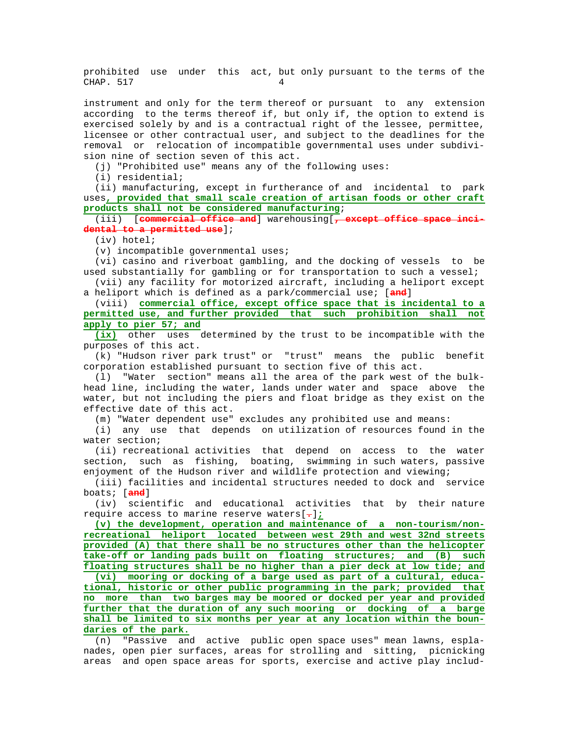prohibited use under this act, but only pursuant to the terms of the instrument and only for the term thereof or pursuant to any extension according to the terms thereof if, but only if, the option to extend is exercised solely by and is a contractual right of the lessee, permittee, licensee or other contractual user, and subject to the deadlines for the removal or relocation of incompatible governmental uses under subdivision nine of section seven of this act.

(j) "Prohibited use" means any of the following uses:

(i) residential;

(ii) manufacturing, except in furtherance of and incidental to park uses**, provided that small scale creation of artisan foods or other craft products shall not be considered manufacturing**;

(iii) [~~commercial office and~~] warehousing[~~, except office space incidental to a permitted use~~];

(iv) hotel;

(v) incompatible governmental uses;

(vi) casino and riverboat gambling, and the docking of vessels to be used substantially for gambling or for transportation to such a vessel;

(vii) any facility for motorized aircraft, including a heliport except a heliport which is defined as a park/commercial use; [~~and~~]

(viii) **commercial office, except office space that is incidental to a permitted use, and further provided that such prohibition shall not apply to pier 57; and**

**(ix)** other uses determined by the trust to be incompatible with the purposes of this act.

(k) "Hudson river park trust" or "trust" means the public benefit corporation established pursuant to section five of this act.

(l) "Water section" means all the area of the park west of the bulkhead line, including the water, lands under water and space above the water, but not including the piers and float bridge as they exist on the effective date of this act.

(m) "Water dependent use" excludes any prohibited use and means:

(i) any use that depends on utilization of resources found in the water section;

(ii) recreational activities that depend on access to the water section, such as fishing, boating, swimming in such waters, passive enjoyment of the Hudson river and wildlife protection and viewing;

(iii) facilities and incidental structures needed to dock and service boats; [~~and~~]

(iv) scientific and educational activities that by their nature require access to marine reserve waters[~~.~~]**;**

**(v) the development, operation and maintenance of a non-tourism/non-recreational heliport located between west 29th and west 32nd streets provided (A) that there shall be no structures other than the helicopter take-off or landing pads built on floating structures; and (B) such floating structures shall be no higher than a pier deck at low tide; and**

**(vi) mooring or docking of a barge used as part of a cultural, educational, historic or other public programming in the park; provided that no more than two barges may be moored or docked per year and provided further that the duration of any such mooring or docking of a barge shall be limited to six months per year at any location within the boundaries of the park.**

(n) "Passive and active public open space uses" mean lawns, esplanades, open pier surfaces, areas for strolling and sitting, picnicking areas and open space areas for sports, exercise and active play includ-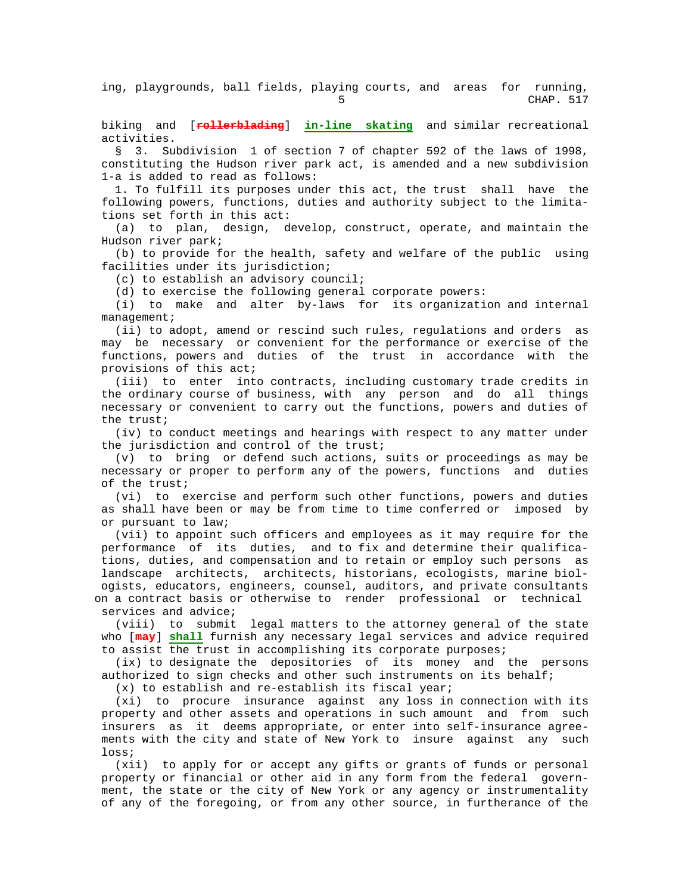ing, playgrounds, ball fields, playing courts, and areas for running, biking and [~~rollerblading~~] **in-line skating** and similar recreational activities.

§ 3. Subdivision 1 of section 7 of chapter 592 of the laws of 1998, constituting the Hudson river park act, is amended and a new subdivision 1-a is added to read as follows:

1. To fulfill its purposes under this act, the trust shall have the following powers, functions, duties and authority subject to the limitations set forth in this act:

(a) to plan, design, develop, construct, operate, and maintain the Hudson river park;

(b) to provide for the health, safety and welfare of the public using facilities under its jurisdiction;

(c) to establish an advisory council;

(d) to exercise the following general corporate powers:

(i) to make and alter by-laws for its organization and internal management;

(ii) to adopt, amend or rescind such rules, regulations and orders as may be necessary or convenient for the performance or exercise of the functions, powers and duties of the trust in accordance with the provisions of this act;

(iii) to enter into contracts, including customary trade credits in the ordinary course of business, with any person and do all things necessary or convenient to carry out the functions, powers and duties of the trust;

(iv) to conduct meetings and hearings with respect to any matter under the jurisdiction and control of the trust;

(v) to bring or defend such actions, suits or proceedings as may be necessary or proper to perform any of the powers, functions and duties of the trust;

(vi) to exercise and perform such other functions, powers and duties as shall have been or may be from time to time conferred or imposed by or pursuant to law;

(vii) to appoint such officers and employees as it may require for the performance of its duties, and to fix and determine their qualifications, duties, and compensation and to retain or employ such persons as landscape architects, architects, historians, ecologists, marine biologists, educators, engineers, counsel, auditors, and private consultants on a contract basis or otherwise to render professional or technical services and advice;

(viii) to submit legal matters to the attorney general of the state who [~~may~~] **shall** furnish any necessary legal services and advice required to assist the trust in accomplishing its corporate purposes;

(ix) to designate the depositories of its money and the persons authorized to sign checks and other such instruments on its behalf;

(x) to establish and re-establish its fiscal year;

(xi) to procure insurance against any loss in connection with its property and other assets and operations in such amount and from such insurers as it deems appropriate, or enter into self-insurance agreements with the city and state of New York to insure against any such loss;

(xii) to apply for or accept any gifts or grants of funds or personal property or financial or other aid in any form from the federal government, the state or the city of New York or any agency or instrumentality of any of the foregoing, or from any other source, in furtherance of the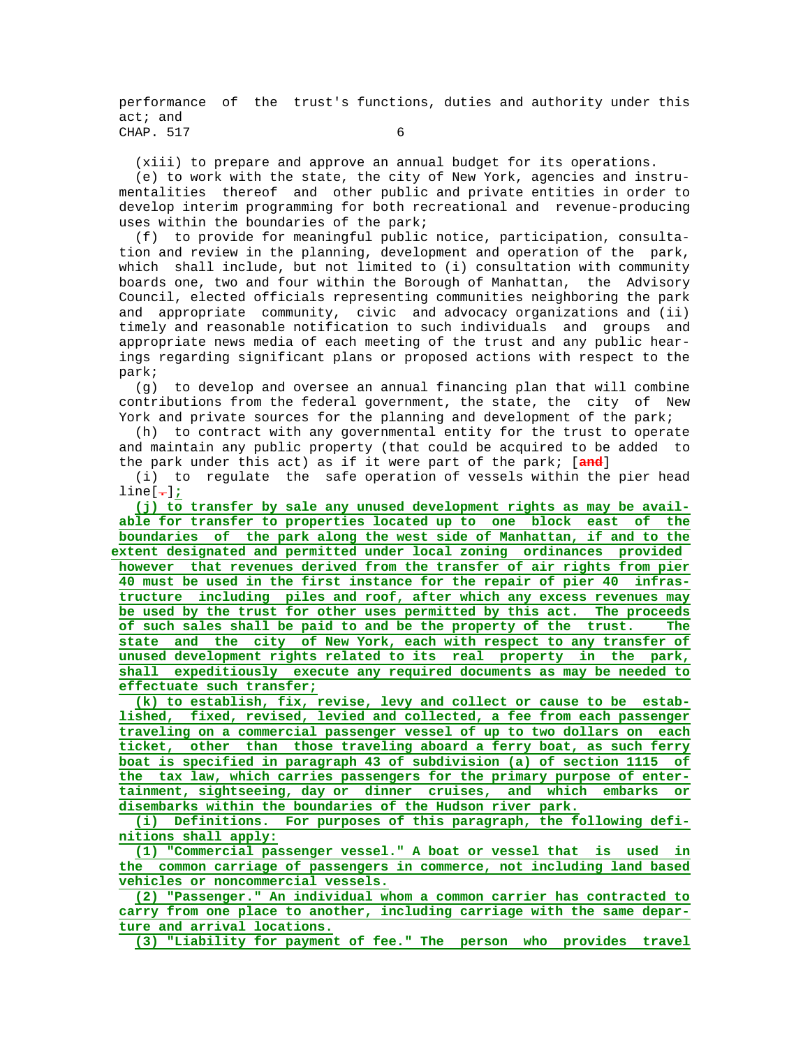performance of the trust's functions, duties and authority under this act; and

(xiii) to prepare and approve an annual budget for its operations.

(e) to work with the state, the city of New York, agencies and instrumentalities thereof and other public and private entities in order to develop interim programming for both recreational and revenue-producing uses within the boundaries of the park;

(f) to provide for meaningful public notice, participation, consultation and review in the planning, development and operation of the park, which shall include, but not limited to (i) consultation with community boards one, two and four within the Borough of Manhattan, the Advisory Council, elected officials representing communities neighboring the park and appropriate community, civic and advocacy organizations and (ii) timely and reasonable notification to such individuals and groups and appropriate news media of each meeting of the trust and any public hearings regarding significant plans or proposed actions with respect to the park;

(g) to develop and oversee an annual financing plan that will combine contributions from the federal government, the state, the city of New York and private sources for the planning and development of the park;

(h) to contract with any governmental entity for the trust to operate and maintain any public property (that could be acquired to be added to the park under this act) as if it were part of the park; [~~and~~]

(i) to regulate the safe operation of vessels within the pier head line[~~.~~]<u>;</u>

<u>**(j) to transfer by sale any unused development rights as may be available for transfer to properties located up to one block east of the boundaries of the park along the west side of Manhattan, if and to the extent designated and permitted under local zoning ordinances provided however that revenues derived from the transfer of air rights from pier 40 must be used in the first instance for the repair of pier 40 infrastructure including piles and roof, after which any excess revenues may be used by the trust for other uses permitted by this act. The proceeds of such sales shall be paid to and be the property of the trust. The state and the city of New York, each with respect to any transfer of unused development rights related to its real property in the park, shall expeditiously execute any required documents as may be needed to effectuate such transfer;**</u>

<u>**(k) to establish, fix, revise, levy and collect or cause to be established, fixed, revised, levied and collected, a fee from each passenger traveling on a commercial passenger vessel of up to two dollars on each ticket, other than those traveling aboard a ferry boat, as such ferry boat is specified in paragraph 43 of subdivision (a) of section 1115 of the tax law, which carries passengers for the primary purpose of entertainment, sightseeing, day or dinner cruises, and which embarks or disembarks within the boundaries of the Hudson river park.**</u>

<u>**(i) Definitions. For purposes of this paragraph, the following definitions shall apply:**</u>

<u>**(1) "Commercial passenger vessel." A boat or vessel that is used in the common carriage of passengers in commerce, not including land based vehicles or noncommercial vessels.**</u>

<u>**(2) "Passenger." An individual whom a common carrier has contracted to carry from one place to another, including carriage with the same departure and arrival locations.**</u>

<u>**(3) "Liability for payment of fee." The person who provides travel**</u>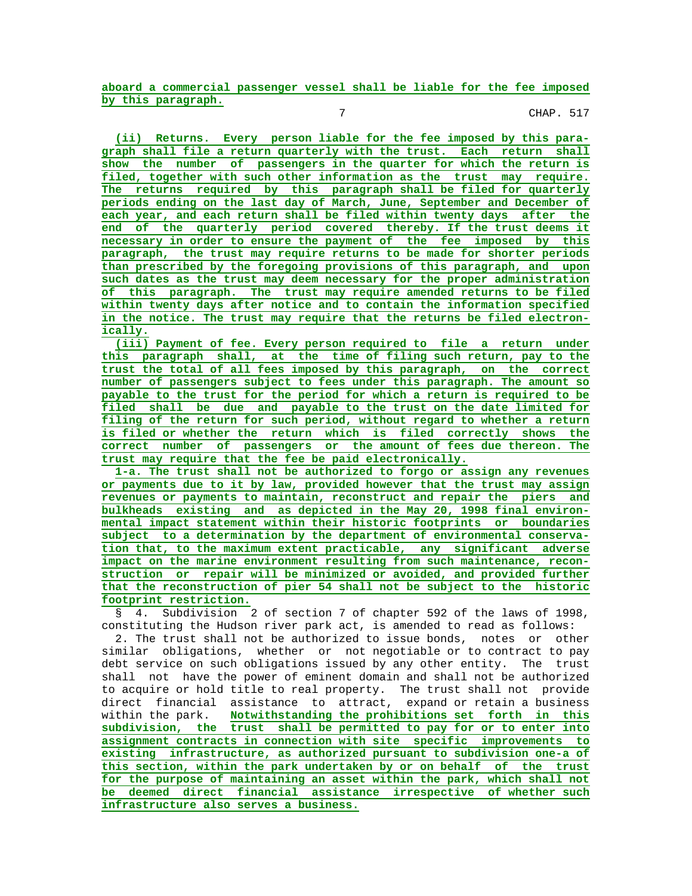aboard a commercial passenger vessel shall be liable for the fee imposed by this paragraph.

(ii) Returns. Every person liable for the fee imposed by this paragraph shall file a return quarterly with the trust. Each return shall show the number of passengers in the quarter for which the return is filed, together with such other information as the trust may require. The returns required by this paragraph shall be filed for quarterly periods ending on the last day of March, June, September and December of each year, and each return shall be filed within twenty days after the end of the quarterly period covered thereby. If the trust deems it necessary in order to ensure the payment of the fee imposed by this paragraph, the trust may require returns to be made for shorter periods than prescribed by the foregoing provisions of this paragraph, and upon such dates as the trust may deem necessary for the proper administration of this paragraph. The trust may require amended returns to be filed within twenty days after notice and to contain the information specified in the notice. The trust may require that the returns be filed electronically.

(iii) Payment of fee. Every person required to file a return under this paragraph shall, at the time of filing such return, pay to the trust the total of all fees imposed by this paragraph, on the correct number of passengers subject to fees under this paragraph. The amount so payable to the trust for the period for which a return is required to be filed shall be due and payable to the trust on the date limited for filing of the return for such period, without regard to whether a return is filed or whether the return which is filed correctly shows the correct number of passengers or the amount of fees due thereon. The trust may require that the fee be paid electronically.

1-a. The trust shall not be authorized to forgo or assign any revenues or payments due to it by law, provided however that the trust may assign revenues or payments to maintain, reconstruct and repair the piers and bulkheads existing and as depicted in the May 20, 1998 final environmental impact statement within their historic footprints or boundaries subject to a determination by the department of environmental conservation that, to the maximum extent practicable, any significant adverse impact on the marine environment resulting from such maintenance, reconstruction or repair will be minimized or avoided, and provided further that the reconstruction of pier 54 shall not be subject to the historic footprint restriction.

§ 4. Subdivision 2 of section 7 of chapter 592 of the laws of 1998, constituting the Hudson river park act, is amended to read as follows:

2. The trust shall not be authorized to issue bonds, notes or other similar obligations, whether or not negotiable or to contract to pay debt service on such obligations issued by any other entity. The trust shall not have the power of eminent domain and shall not be authorized to acquire or hold title to real property. The trust shall not provide direct financial assistance to attract, expand or retain a business within the park. Notwithstanding the prohibitions set forth in this subdivision, the trust shall be permitted to pay for or to enter into assignment contracts in connection with site specific improvements to existing infrastructure, as authorized pursuant to subdivision one-a of this section, within the park undertaken by or on behalf of the trust for the purpose of maintaining an asset within the park, which shall not be deemed direct financial assistance irrespective of whether such infrastructure also serves a business.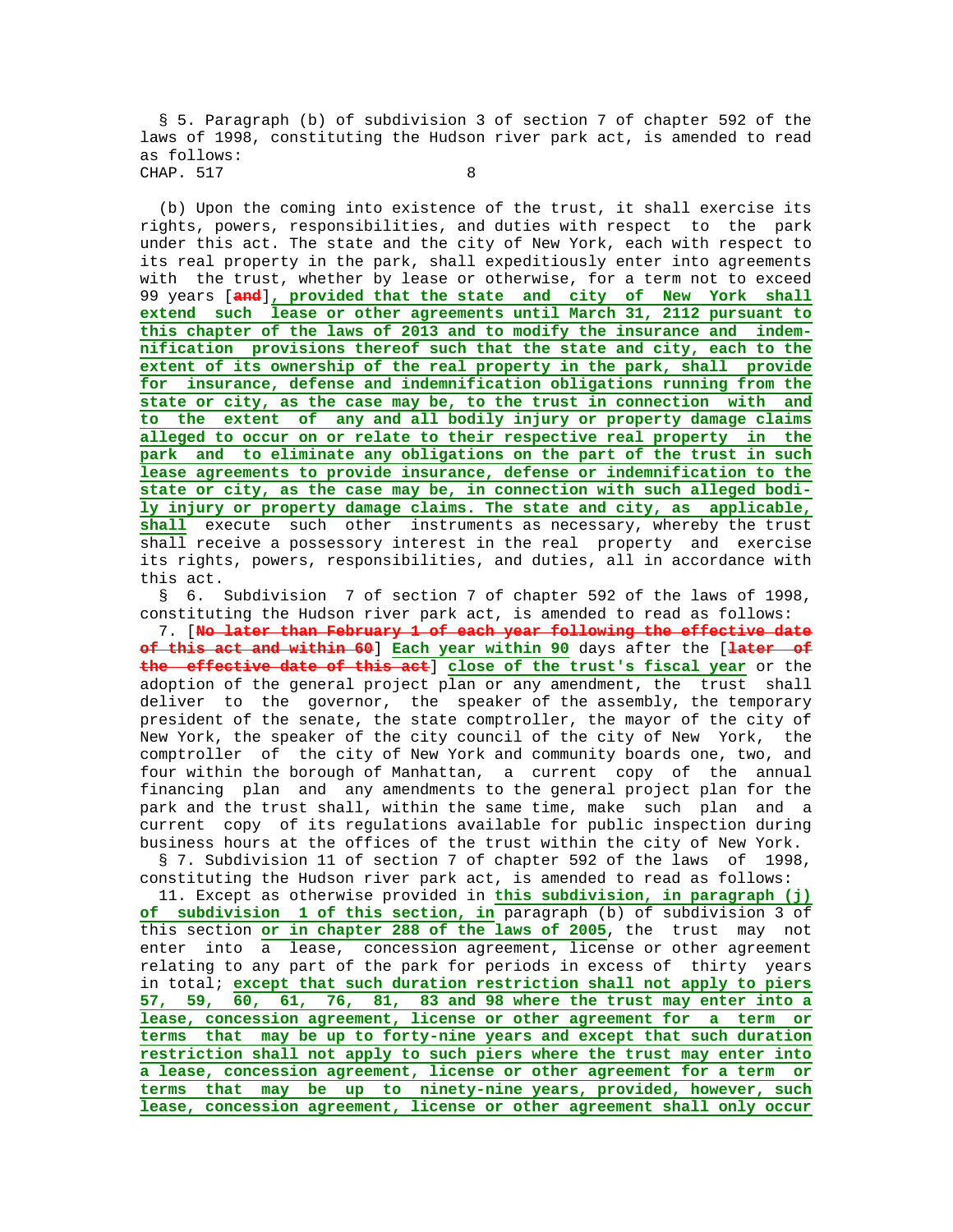§ 5. Paragraph (b) of subdivision 3 of section 7 of chapter 592 of the laws of 1998, constituting the Hudson river park act, is amended to read as follows:

(b) Upon the coming into existence of the trust, it shall exercise its rights, powers, responsibilities, and duties with respect to the park under this act. The state and the city of New York, each with respect to its real property in the park, shall expeditiously enter into agreements with the trust, whether by lease or otherwise, for a term not to exceed 99 years [~~and~~]**, provided that the state and city of New York shall extend such lease or other agreements until March 31, 2112 pursuant to this chapter of the laws of 2013 and to modify the insurance and indemnification provisions thereof such that the state and city, each to the extent of its ownership of the real property in the park, shall provide for insurance, defense and indemnification obligations running from the state or city, as the case may be, to the trust in connection with and to the extent of any and all bodily injury or property damage claims alleged to occur on or relate to their respective real property in the park and to eliminate any obligations on the part of the trust in such lease agreements to provide insurance, defense or indemnification to the state or city, as the case may be, in connection with such alleged bodily injury or property damage claims. The state and city, as applicable, shall** execute such other instruments as necessary, whereby the trust shall receive a possessory interest in the real property and exercise its rights, powers, responsibilities, and duties, all in accordance with this act.

§ 6. Subdivision 7 of section 7 of chapter 592 of the laws of 1998, constituting the Hudson river park act, is amended to read as follows:

7. [~~No later than February 1 of each year following the effective date of this act and within 60~~] **Each year within 90** days after the [~~later of the effective date of this act~~] **close of the trust's fiscal year** or the adoption of the general project plan or any amendment, the trust shall deliver to the governor, the speaker of the assembly, the temporary president of the senate, the state comptroller, the mayor of the city of New York, the speaker of the city council of the city of New York, the comptroller of the city of New York and community boards one, two, and four within the borough of Manhattan, a current copy of the annual financing plan and any amendments to the general project plan for the park and the trust shall, within the same time, make such plan and a current copy of its regulations available for public inspection during business hours at the offices of the trust within the city of New York.

§ 7. Subdivision 11 of section 7 of chapter 592 of the laws of 1998, constituting the Hudson river park act, is amended to read as follows:

11. Except as otherwise provided in **this subdivision, in paragraph (j) of subdivision 1 of this section, in** paragraph (b) of subdivision 3 of this section **or in chapter 288 of the laws of 2005**, the trust may not enter into a lease, concession agreement, license or other agreement relating to any part of the park for periods in excess of thirty years in total; **except that such duration restriction shall not apply to piers 57, 59, 60, 61, 76, 81, 83 and 98 where the trust may enter into a lease, concession agreement, license or other agreement for a term or terms that may be up to forty-nine years and except that such duration restriction shall not apply to such piers where the trust may enter into a lease, concession agreement, license or other agreement for a term or terms that may be up to ninety-nine years, provided, however, such lease, concession agreement, license or other agreement shall only occur**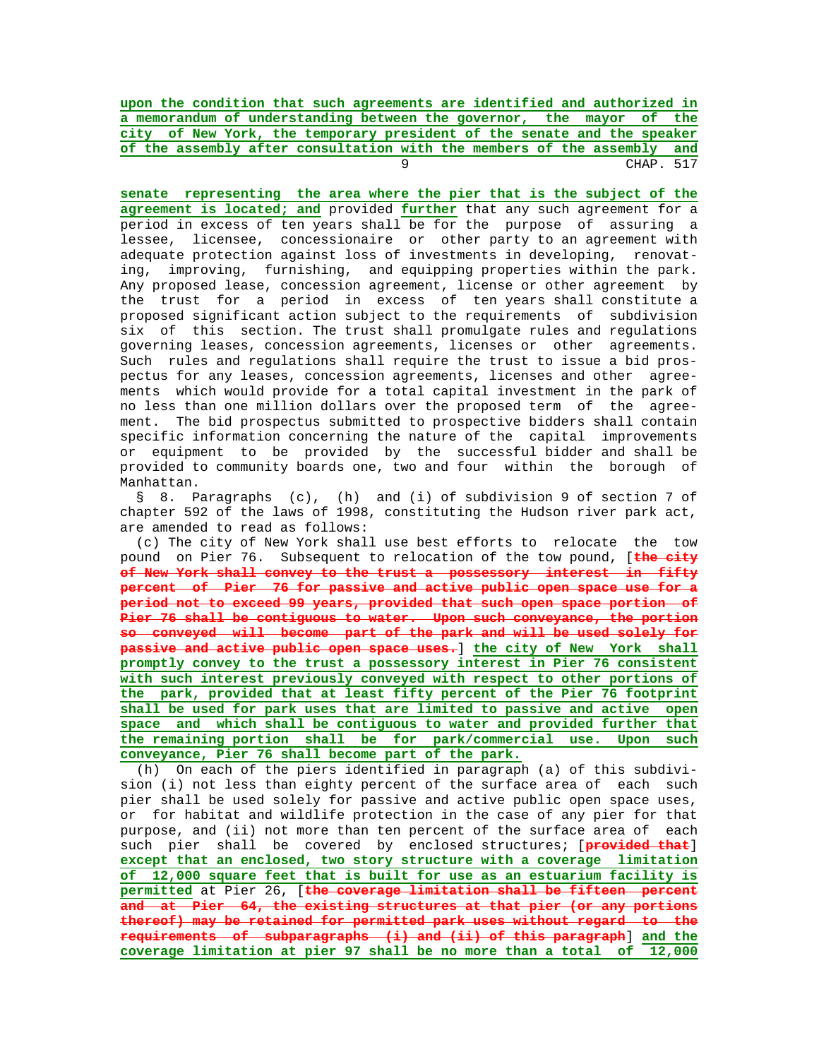upon the condition that such agreements are identified and authorized in a memorandum of understanding between the governor, the mayor of the city of New York, the temporary president of the senate and the speaker of the assembly after consultation with the members of the assembly and senate representing the area where the pier that is the subject of the agreement is located; and provided further that any such agreement for a period in excess of ten years shall be for the purpose of assuring a lessee, licensee, concessionaire or other party to an agreement with adequate protection against loss of investments in developing, renovating, improving, furnishing, and equipping properties within the park. Any proposed lease, concession agreement, license or other agreement by the trust for a period in excess of ten years shall constitute a proposed significant action subject to the requirements of subdivision six of this section. The trust shall promulgate rules and regulations governing leases, concession agreements, licenses or other agreements. Such rules and regulations shall require the trust to issue a bid prospectus for any leases, concession agreements, licenses and other agreements which would provide for a total capital investment in the park of no less than one million dollars over the proposed term of the agreement. The bid prospectus submitted to prospective bidders shall contain specific information concerning the nature of the capital improvements or equipment to be provided by the successful bidder and shall be provided to community boards one, two and four within the borough of Manhattan.

§ 8. Paragraphs (c), (h) and (i) of subdivision 9 of section 7 of chapter 592 of the laws of 1998, constituting the Hudson river park act, are amended to read as follows:

(c) The city of New York shall use best efforts to relocate the tow pound on Pier 76. Subsequent to relocation of the tow pound, [~~the city of New York shall convey to the trust a possessory interest in fifty percent of Pier 76 for passive and active public open space use for a period not to exceed 99 years, provided that such open space portion of Pier 76 shall be contiguous to water. Upon such conveyance, the portion so conveyed will become part of the park and will be used solely for passive and active public open space uses.~~] **the city of New York shall promptly convey to the trust a possessory interest in Pier 76 consistent with such interest previously conveyed with respect to other portions of the park, provided that at least fifty percent of the Pier 76 footprint shall be used for park uses that are limited to passive and active open space and which shall be contiguous to water and provided further that the remaining portion shall be for park/commercial use. Upon such conveyance, Pier 76 shall become part of the park.**

(h) On each of the piers identified in paragraph (a) of this subdivision (i) not less than eighty percent of the surface area of each such pier shall be used solely for passive and active public open space uses, or for habitat and wildlife protection in the case of any pier for that purpose, and (ii) not more than ten percent of the surface area of each such pier shall be covered by enclosed structures; [~~provided that~~] **except that an enclosed, two story structure with a coverage limitation of 12,000 square feet that is built for use as an estuarium facility is permitted** at Pier 26, [~~the coverage limitation shall be fifteen percent and at Pier 64, the existing structures at that pier (or any portions thereof) may be retained for permitted park uses without regard to the requirements of subparagraphs (i) and (ii) of this paragraph~~] **and the coverage limitation at pier 97 shall be no more than a total of 12,000**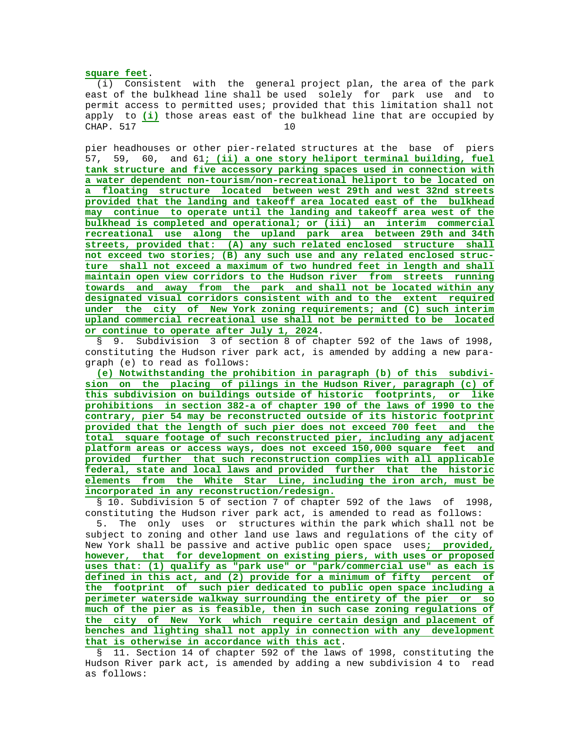**square feet**.

(i) Consistent with the general project plan, the area of the park east of the bulkhead line shall be used solely for park use and to permit access to permitted uses; provided that this limitation shall not apply to **(i)** those areas east of the bulkhead line that are occupied by pier headhouses or other pier-related structures at the base of piers 57, 59, 60, and 61**; (ii) a one story heliport terminal building, fuel tank structure and five accessory parking spaces used in connection with a water dependent non-tourism/non-recreational heliport to be located on a floating structure located between west 29th and west 32nd streets provided that the landing and takeoff area located east of the bulkhead may continue to operate until the landing and takeoff area west of the bulkhead is completed and operational; or (iii) an interim commercial recreational use along the upland park area between 29th and 34th streets, provided that: (A) any such related enclosed structure shall not exceed two stories; (B) any such use and any related enclosed structure shall not exceed a maximum of two hundred feet in length and shall maintain open view corridors to the Hudson river from streets running towards and away from the park and shall not be located within any designated visual corridors consistent with and to the extent required under the city of New York zoning requirements; and (C) such interim upland commercial recreational use shall not be permitted to be located or continue to operate after July 1, 2024**.

§ 9. Subdivision 3 of section 8 of chapter 592 of the laws of 1998, constituting the Hudson river park act, is amended by adding a new paragraph (e) to read as follows:

**(e) Notwithstanding the prohibition in paragraph (b) of this subdivision on the placing of pilings in the Hudson River, paragraph (c) of this subdivision on buildings outside of historic footprints, or like prohibitions in section 382-a of chapter 190 of the laws of 1990 to the contrary, pier 54 may be reconstructed outside of its historic footprint provided that the length of such pier does not exceed 700 feet and the total square footage of such reconstructed pier, including any adjacent platform areas or access ways, does not exceed 150,000 square feet and provided further that such reconstruction complies with all applicable federal, state and local laws and provided further that the historic elements from the White Star Line, including the iron arch, must be incorporated in any reconstruction/redesign.**

§ 10. Subdivision 5 of section 7 of chapter 592 of the laws of 1998, constituting the Hudson river park act, is amended to read as follows:

5. The only uses or structures within the park which shall not be subject to zoning and other land use laws and regulations of the city of New York shall be passive and active public open space uses**; provided, however, that for development on existing piers, with uses or proposed uses that: (1) qualify as "park use" or "park/commercial use" as each is defined in this act, and (2) provide for a minimum of fifty percent of the footprint of such pier dedicated to public open space including a perimeter waterside walkway surrounding the entirety of the pier or so much of the pier as is feasible, then in such case zoning regulations of the city of New York which require certain design and placement of benches and lighting shall not apply in connection with any development that is otherwise in accordance with this act**.

§ 11. Section 14 of chapter 592 of the laws of 1998, constituting the Hudson River park act, is amended by adding a new subdivision 4 to read as follows: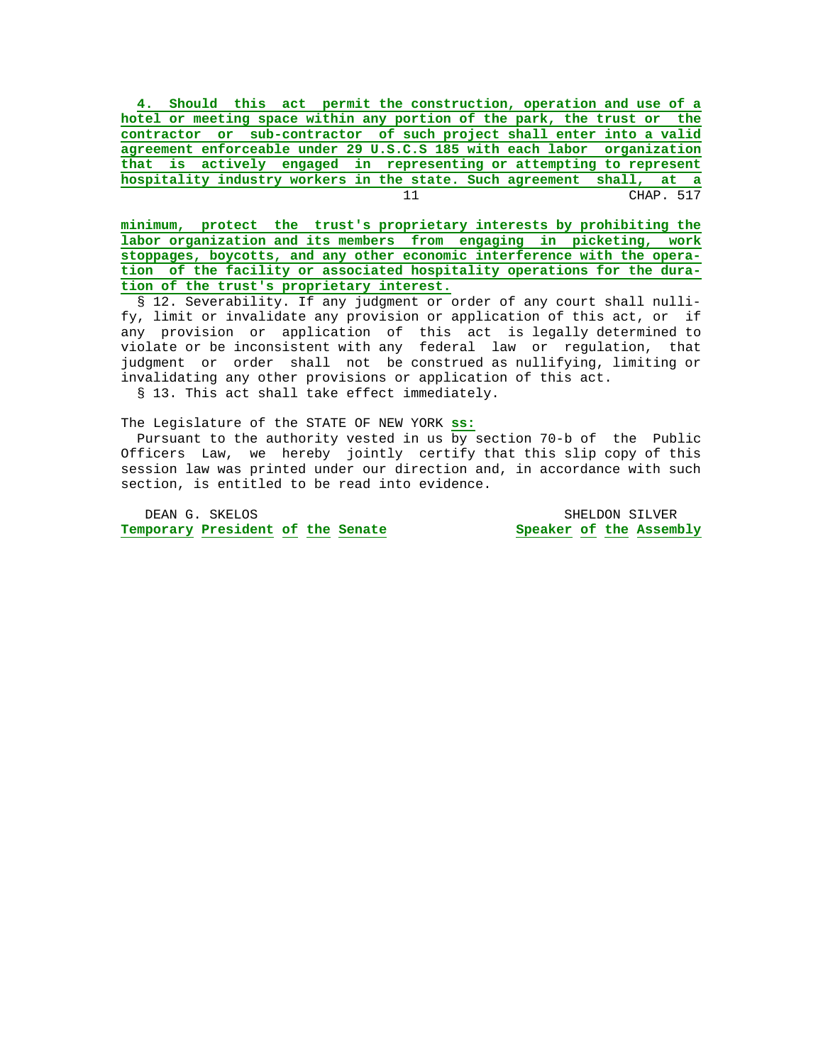4. Should this act permit the construction, operation and use of a hotel or meeting space within any portion of the park, the trust or the contractor or sub-contractor of such project shall enter into a valid agreement enforceable under 29 U.S.C.S 185 with each labor organization that is actively engaged in representing or attempting to represent hospitality industry workers in the state. Such agreement shall, at a minimum, protect the trust's proprietary interests by prohibiting the labor organization and its members from engaging in picketing, work stoppages, boycotts, and any other economic interference with the operation of the facility or associated hospitality operations for the duration of the trust's proprietary interest.

§ 12. Severability. If any judgment or order of any court shall nullify, limit or invalidate any provision or application of this act, or if any provision or application of this act is legally determined to violate or be inconsistent with any federal law or regulation, that judgment or order shall not be construed as nullifying, limiting or invalidating any other provisions or application of this act.

§ 13. This act shall take effect immediately.

The Legislature of the STATE OF NEW YORK ss:

Pursuant to the authority vested in us by section 70-b of the Public Officers Law, we hereby jointly certify that this slip copy of this session law was printed under our direction and, in accordance with such section, is entitled to be read into evidence.

DEAN G. SKELOS
Temporary President of the Senate

SHELDON SILVER
Speaker of the Assembly